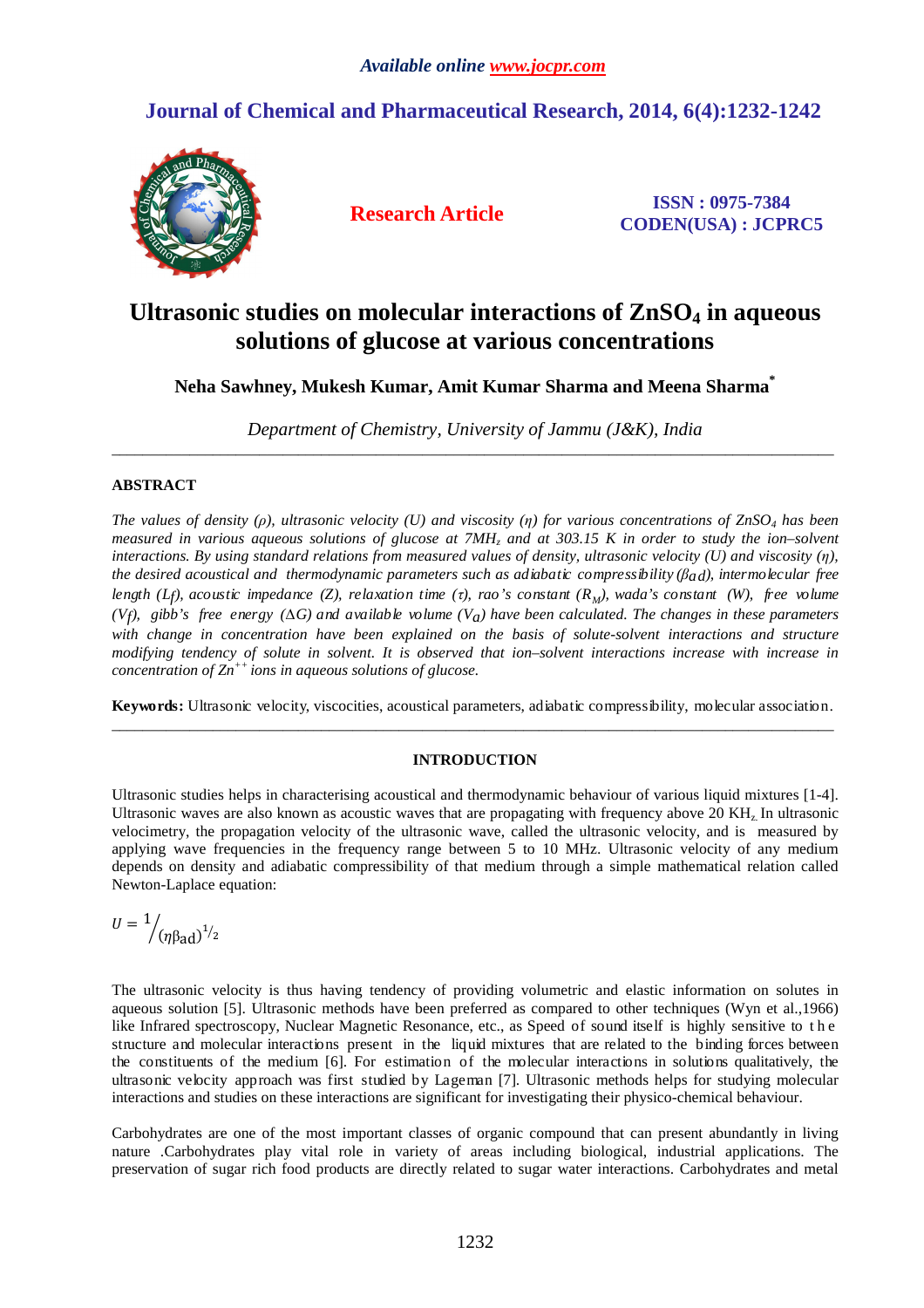*Available online www.jocpr.com*

# Journal of Chemical and Pharmaceutical Research, 2014, 6(4):1232-1242

**Research Article**

**ISSN : 0975-7384**
**CODEN(USA) : JCPRC5**

# Ultrasonic studies on molecular interactions of $ZnSO_4$ in aqueous solutions of glucose at various concentrations

**Neha Sawhney, Mukesh Kumar, Amit Kumar Sharma and Meena Sharma***

*Department of Chemistry, University of Jammu (J&K), India*

---

## ABSTRACT

*The values of density (ρ), ultrasonic velocity (U) and viscosity (η) for various concentrations of $ZnSO_4$ has been measured in various aqueous solutions of glucose at 7MHz and at 303.15 K in order to study the ion–solvent interactions. By using standard relations from measured values of density, ultrasonic velocity (U) and viscosity (η), the desired acoustical and thermodynamic parameters such as adiabatic compressibility ($\beta_{ad}$), intermolecular free length ($L_f$), acoustic impedance (Z), relaxation time (τ), rao's constant ($R_M$), wada's constant (W), free volume ($V_f$), gibb's free energy (ΔG) and available volume ($V_a$) have been calculated. The changes in these parameters with change in concentration have been explained on the basis of solute-solvent interactions and structure modifying tendency of solute in solvent. It is observed that ion–solvent interactions increase with increase in concentration of $Zn^{++}$ ions in aqueous solutions of glucose.*

**Keywords:** Ultrasonic velocity, viscocities, acoustical parameters, adiabatic compressibility, molecular association.

---

## INTRODUCTION

Ultrasonic studies helps in characterising acoustical and thermodynamic behaviour of various liquid mixtures [1-4]. Ultrasonic waves are also known as acoustic waves that are propagating with frequency above 20 KHz. In ultrasonic velocimetry, the propagation velocity of the ultrasonic wave, called the ultrasonic velocity, and is measured by applying wave frequencies in the frequency range between 5 to 10 MHz. Ultrasonic velocity of any medium depends on density and adiabatic compressibility of that medium through a simple mathematical relation called Newton-Laplace equation:

$$U = {}^{1}\!\big/_{(\eta\beta_{ad})^{1/2}}$$

The ultrasonic velocity is thus having tendency of providing volumetric and elastic information on solutes in aqueous solution [5]. Ultrasonic methods have been preferred as compared to other techniques (Wyn et al.,1966) like Infrared spectroscopy, Nuclear Magnetic Resonance, etc., as Speed of sound itself is highly sensitive to the structure and molecular interactions present in the liquid mixtures that are related to the binding forces between the constituents of the medium [6]. For estimation of the molecular interactions in solutions qualitatively, the ultrasonic velocity approach was first studied by Lageman [7]. Ultrasonic methods helps for studying molecular interactions and studies on these interactions are significant for investigating their physico-chemical behaviour.

Carbohydrates are one of the most important classes of organic compound that can present abundantly in living nature .Carbohydrates play vital role in variety of areas including biological, industrial applications. The preservation of sugar rich food products are directly related to sugar water interactions. Carbohydrates and metal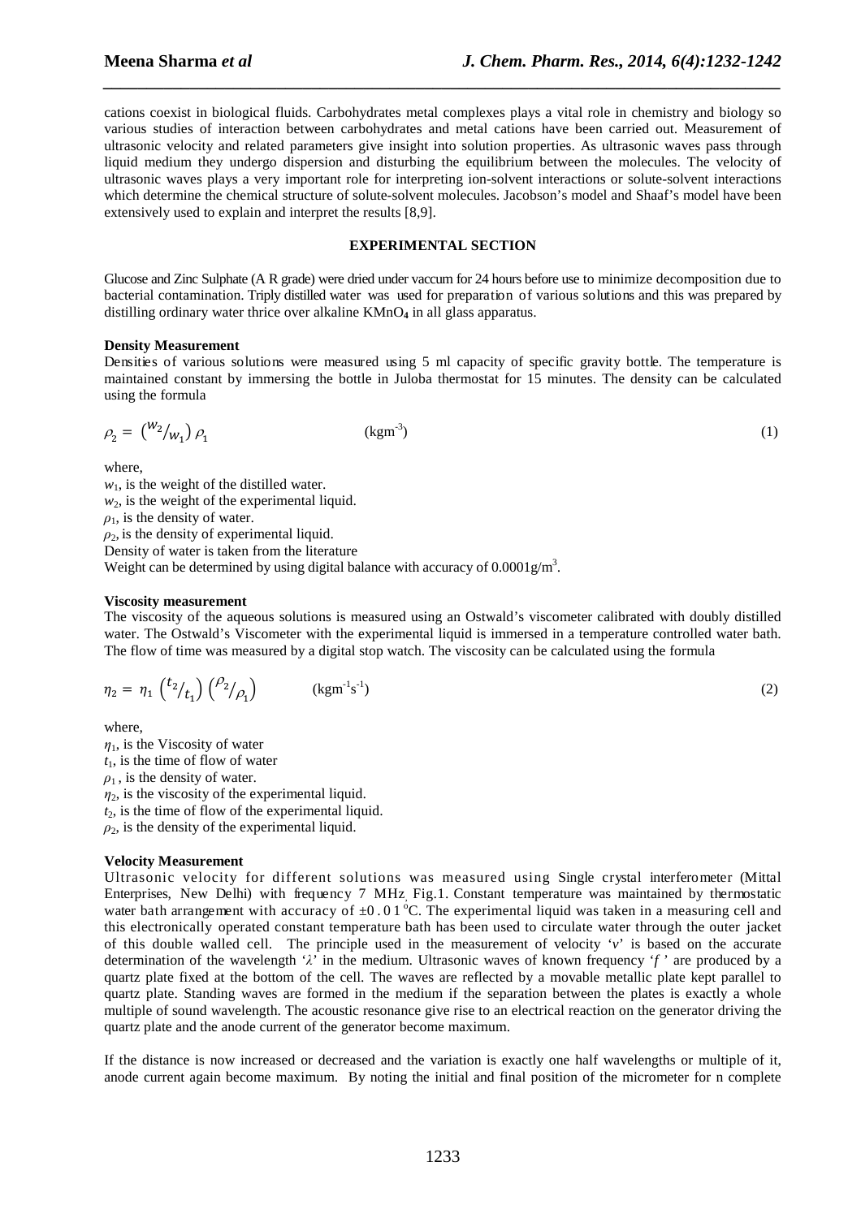cations coexist in biological fluids. Carbohydrates metal complexes plays a vital role in chemistry and biology so various studies of interaction between carbohydrates and metal cations have been carried out. Measurement of ultrasonic velocity and related parameters give insight into solution properties. As ultrasonic waves pass through liquid medium they undergo dispersion and disturbing the equilibrium between the molecules. The velocity of ultrasonic waves plays a very important role for interpreting ion-solvent interactions or solute-solvent interactions which determine the chemical structure of solute-solvent molecules. Jacobson's model and Shaaf's model have been extensively used to explain and interpret the results [8,9].

## EXPERIMENTAL SECTION

Glucose and Zinc Sulphate (A R grade) were dried under vaccum for 24 hours before use to minimize decomposition due to bacterial contamination. Triply distilled water was used for preparation of various solutions and this was prepared by distilling ordinary water thrice over alkaline $KMnO_4$ in all glass apparatus.

### Density Measurement

Densities of various solutions were measured using 5 ml capacity of specific gravity bottle. The temperature is maintained constant by immersing the bottle in Juloba thermostat for 15 minutes. The density can be calculated using the formula

$$\rho_2 = \left(w_2/w_1\right) \rho_1 \qquad (\text{kgm}^{-3}) \qquad (1)$$

where,
$w_1$, is the weight of the distilled water.
$w_2$, is the weight of the experimental liquid.
$\rho_1$, is the density of water.
$\rho_2$, is the density of experimental liquid.
Density of water is taken from the literature
Weight can be determined by using digital balance with accuracy of $0.0001 g/m^3$.

### Viscosity measurement

The viscosity of the aqueous solutions is measured using an Ostwald's viscometer calibrated with doubly distilled water. The Ostwald's Viscometer with the experimental liquid is immersed in a temperature controlled water bath. The flow of time was measured by a digital stop watch. The viscosity can be calculated using the formula

$$\eta_2 = \eta_1 \left(t_2/t_1\right) \left(\rho_2/\rho_1\right) \qquad (\text{kgm}^{-1}\text{s}^{-1}) \qquad (2)$$

where,
$\eta_1$, is the Viscosity of water
$t_1$, is the time of flow of water
$\rho_1$, is the density of water.
$\eta_2$, is the viscosity of the experimental liquid.
$t_2$, is the time of flow of the experimental liquid.
$\rho_2$, is the density of the experimental liquid.

### Velocity Measurement

Ultrasonic velocity for different solutions was measured using Single crystal interferometer (Mittal Enterprises, New Delhi) with frequency 7 MHz Fig.1. Constant temperature was maintained by thermostatic water bath arrangement with accuracy of $\pm 0.01\,^{o}C$. The experimental liquid was taken in a measuring cell and this electronically operated constant temperature bath has been used to circulate water through the outer jacket of this double walled cell. The principle used in the measurement of velocity '$v$' is based on the accurate determination of the wavelength '$\lambda$' in the medium. Ultrasonic waves of known frequency '$f$' are produced by a quartz plate fixed at the bottom of the cell. The waves are reflected by a movable metallic plate kept parallel to quartz plate. Standing waves are formed in the medium if the separation between the plates is exactly a whole multiple of sound wavelength. The acoustic resonance give rise to an electrical reaction on the generator driving the quartz plate and the anode current of the generator become maximum.

If the distance is now increased or decreased and the variation is exactly one half wavelengths or multiple of it, anode current again become maximum. By noting the initial and final position of the micrometer for n complete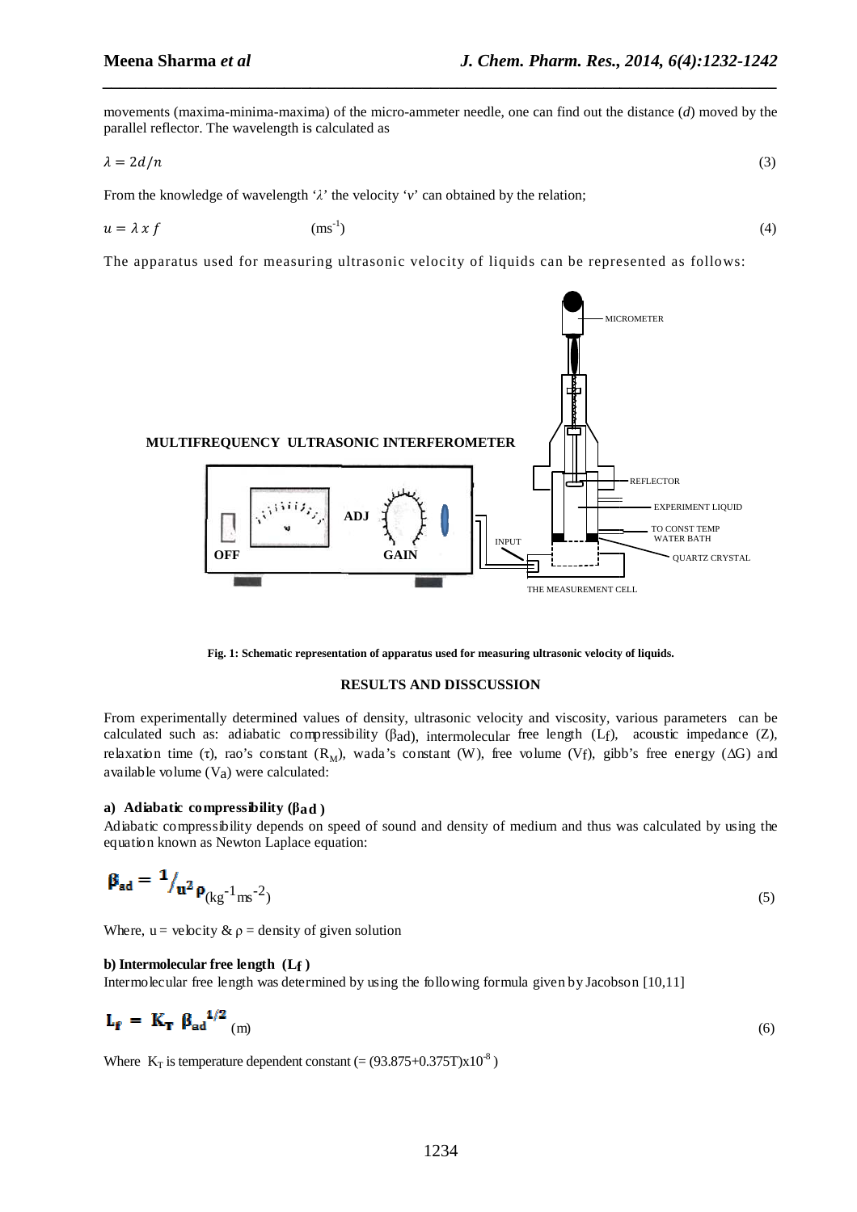movements (maxima-minima-maxima) of the micro-ammeter needle, one can find out the distance ($d$) moved by the parallel reflector. The wavelength is calculated as

$$\lambda = 2d/n \quad (3)$$

From the knowledge of wavelength '$\lambda$' the velocity '$v$' can obtained by the relation;

$$u = \lambda \times f \quad (ms^{-1}) \quad (4)$$

The apparatus used for measuring ultrasonic velocity of liquids can be represented as follows:

MULTIFREQUENCY ULTRASONIC INTERFEROMETER

OFF ADJ GAIN INPUT MICROMETER REFLECTOR EXPERIMENT LIQUID TO CONST TEMP WATER BATH QUARTZ CRYSTAL THE MEASUREMENT CELL

**Fig. 1: Schematic representation of apparatus used for measuring ultrasonic velocity of liquids.**

## RESULTS AND DISSCUSSION

From experimentally determined values of density, ultrasonic velocity and viscosity, various parameters can be calculated such as: adiabatic compressibility ($\beta_{ad}$), intermolecular free length ($L_f$), acoustic impedance (Z), relaxation time ($\tau$), rao's constant ($R_M$), wada's constant (W), free volume ($V_f$), gibb's free energy ($\Delta G$) and available volume ($V_a$) were calculated:

### a) Adiabatic compressibility ($\beta_{ad}$)

Adiabatic compressibility depends on speed of sound and density of medium and thus was calculated by using the equation known as Newton Laplace equation:

$$\beta_{ad} = 1/u^2\rho \quad (kg^{-1}ms^{-2}) \quad (5)$$

Where, u = velocity & $\rho$ = density of given solution

### b) Intermolecular free length ($L_f$)

Intermolecular free length was determined by using the following formula given by Jacobson [10,11]

$$L_f = K_T \beta_{ad}^{1/2} \quad (m) \quad (6)$$

Where $K_T$ is temperature dependent constant (= $(93.875+0.375T)\times10^{-8}$ )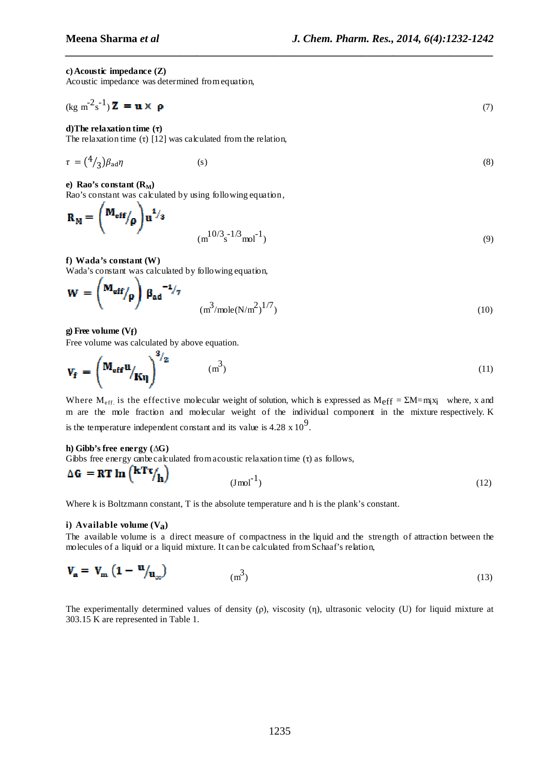**c) Acoustic impedance (Z)**

Acoustic impedance was determined from equation,

$$(\text{kg m}^{-2}\text{s}^{-1})\ \mathbf{Z = u \times \rho} \tag{7}$$

**d) The relaxation time (τ)**

The relaxation time (τ) [12] was calculated from the relation,

$$\tau = (4/3)\beta_{ad}\eta \qquad (\text{s}) \tag{8}$$

**e) Rao's constant ($R_M$)**

Rao's constant was calculated by using following equation,

$$\mathbf{R_M} = \left(\mathbf{M_{eff}}/\rho\right)\mathbf{u}^{1/3} \qquad (\text{m}^{10/3}\text{s}^{-1/3}\text{mol}^{-1}) \tag{9}$$

**f) Wada's constant (W)**

Wada's constant was calculated by following equation,

$$\mathbf{W} = \left(\mathbf{M_{eff}}/\rho\right)\beta_{ad}^{-1/7} \qquad (\text{m}^3/\text{mole}(\text{N/m}^2)^{1/7}) \tag{10}$$

**g) Free volume ($V_f$)**

Free volume was calculated by above equation.

$$\mathbf{V_f} = \left(\mathbf{M_{eff}u}/\mathbf{K\eta}\right)^{3/2} \qquad (\text{m}^3) \tag{11}$$

Where $M_{eff.}$ is the effective molecular weight of solution, which is expressed as $M_{eff} = \Sigma M = m_i x_i$ where, x and m are the mole fraction and molecular weight of the individual component in the mixture respectively. K is the temperature independent constant and its value is $4.28 \times 10^9$.

**h) Gibb's free energy (ΔG)**

Gibbs free energy canbe calculated from acoustic relaxation time (τ) as follows,

$$\Delta\mathbf{G} = \mathbf{RT}\ \mathbf{ln}\left(\mathbf{kT\tau}/\mathbf{h}\right) \qquad (\text{J mol}^{-1}) \tag{12}$$

Where k is Boltzmann constant, T is the absolute temperature and h is the plank's constant.

**i) Available volume ($V_a$)**

The available volume is a direct measure of compactness in the liquid and the strength of attraction between the molecules of a liquid or a liquid mixture. It can be calculated from Schaaf's relation,

$$\mathbf{V_a} = \mathbf{V_m}\left(1 - \mathbf{u}/\mathbf{u_\infty}\right) \qquad (\text{m}^3) \tag{13}$$

The experimentally determined values of density (ρ), viscosity (η), ultrasonic velocity (U) for liquid mixture at 303.15 K are represented in Table 1.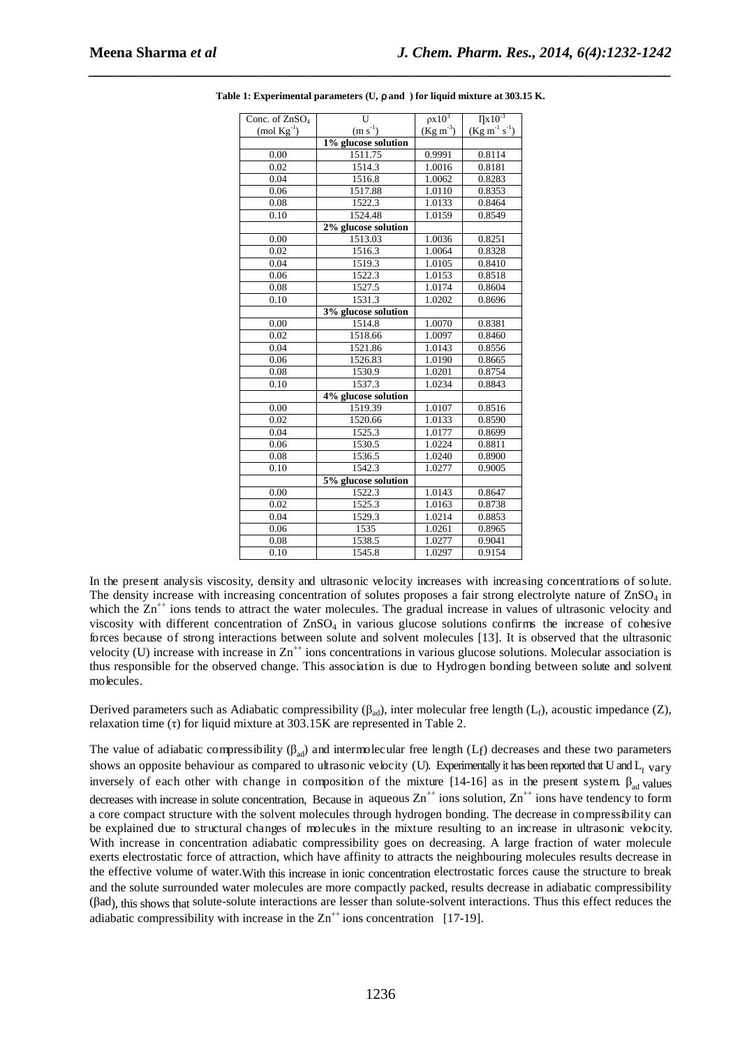**Table 1: Experimental parameters (U, ρ and η) for liquid mixture at 303.15 K.**

| Conc. of $ZnSO_4$ ($mol\ Kg^{-1}$) | U ($m\ s^{-1}$) | $\rho x10^3$ ($Kg\ m^{-3}$) | $\eta x10^{-3}$ ($Kg\ m^{-1}\ s^{-1}$) |
|---|---|---|---|
| | **1% glucose solution** | | |
| 0.00 | 1511.75 | 0.9991 | 0.8114 |
| 0.02 | 1514.3 | 1.0016 | 0.8181 |
| 0.04 | 1516.8 | 1.0062 | 0.8283 |
| 0.06 | 1517.88 | 1.0110 | 0.8353 |
| 0.08 | 1522.3 | 1.0133 | 0.8464 |
| 0.10 | 1524.48 | 1.0159 | 0.8549 |
| | **2% glucose solution** | | |
| 0.00 | 1513.03 | 1.0036 | 0.8251 |
| 0.02 | 1516.3 | 1.0064 | 0.8328 |
| 0.04 | 1519.3 | 1.0105 | 0.8410 |
| 0.06 | 1522.3 | 1.0153 | 0.8518 |
| 0.08 | 1527.5 | 1.0174 | 0.8604 |
| 0.10 | 1531.3 | 1.0202 | 0.8696 |
| | **3% glucose solution** | | |
| 0.00 | 1514.8 | 1.0070 | 0.8381 |
| 0.02 | 1518.66 | 1.0097 | 0.8460 |
| 0.04 | 1521.86 | 1.0143 | 0.8556 |
| 0.06 | 1526.83 | 1.0190 | 0.8665 |
| 0.08 | 1530.9 | 1.0201 | 0.8754 |
| 0.10 | 1537.3 | 1.0234 | 0.8843 |
| | **4% glucose solution** | | |
| 0.00 | 1519.39 | 1.0107 | 0.8516 |
| 0.02 | 1520.66 | 1.0133 | 0.8590 |
| 0.04 | 1525.3 | 1.0177 | 0.8699 |
| 0.06 | 1530.5 | 1.0224 | 0.8811 |
| 0.08 | 1536.5 | 1.0240 | 0.8900 |
| 0.10 | 1542.3 | 1.0277 | 0.9005 |
| | **5% glucose solution** | | |
| 0.00 | 1522.3 | 1.0143 | 0.8647 |
| 0.02 | 1525.3 | 1.0163 | 0.8738 |
| 0.04 | 1529.3 | 1.0214 | 0.8853 |
| 0.06 | 1535 | 1.0261 | 0.8965 |
| 0.08 | 1538.5 | 1.0277 | 0.9041 |
| 0.10 | 1545.8 | 1.0297 | 0.9154 |

In the present analysis viscosity, density and ultrasonic velocity increases with increasing concentrations of solute. The density increase with increasing concentration of solutes proposes a fair strong electrolyte nature of $ZnSO_4$ in which the $Zn^{++}$ ions tends to attract the water molecules. The gradual increase in values of ultrasonic velocity and viscosity with different concentration of $ZnSO_4$ in various glucose solutions confirms the increase of cohesive forces because of strong interactions between solute and solvent molecules [13]. It is observed that the ultrasonic velocity (U) increase with increase in $Zn^{++}$ ions concentrations in various glucose solutions. Molecular association is thus responsible for the observed change. This association is due to Hydrogen bonding between solute and solvent molecules.

Derived parameters such as Adiabatic compressibility ($\beta_{ad}$), inter molecular free length ($L_f$), acoustic impedance (Z), relaxation time ($\tau$) for liquid mixture at 303.15K are represented in Table 2.

The value of adiabatic compressibility ($\beta_{ad}$) and intermolecular free length ($L_f$) decreases and these two parameters shows an opposite behaviour as compared to ultrasonic velocity (U). Experimentally it has been reported that U and $L_f$ vary inversely of each other with change in composition of the mixture [14-16] as in the present system. $\beta_{ad}$ values decreases with increase in solute concentration, Because in aqueous $Zn^{++}$ ions solution, $Zn^{++}$ ions have tendency to form a core compact structure with the solvent molecules through hydrogen bonding. The decrease in compressibility can be explained due to structural changes of molecules in the mixture resulting to an increase in ultrasonic velocity. With increase in concentration adiabatic compressibility goes on decreasing. A large fraction of water molecule exerts electrostatic force of attraction, which have affinity to attracts the neighbouring molecules results decrease in the effective volume of water.With this increase in ionic concentration electrostatic forces cause the structure to break and the solute surrounded water molecules are more compactly packed, results decrease in adiabatic compressibility ($\beta ad$), this shows that solute-solute interactions are lesser than solute-solvent interactions. Thus this effect reduces the adiabatic compressibility with increase in the $Zn^{++}$ ions concentration [17-19].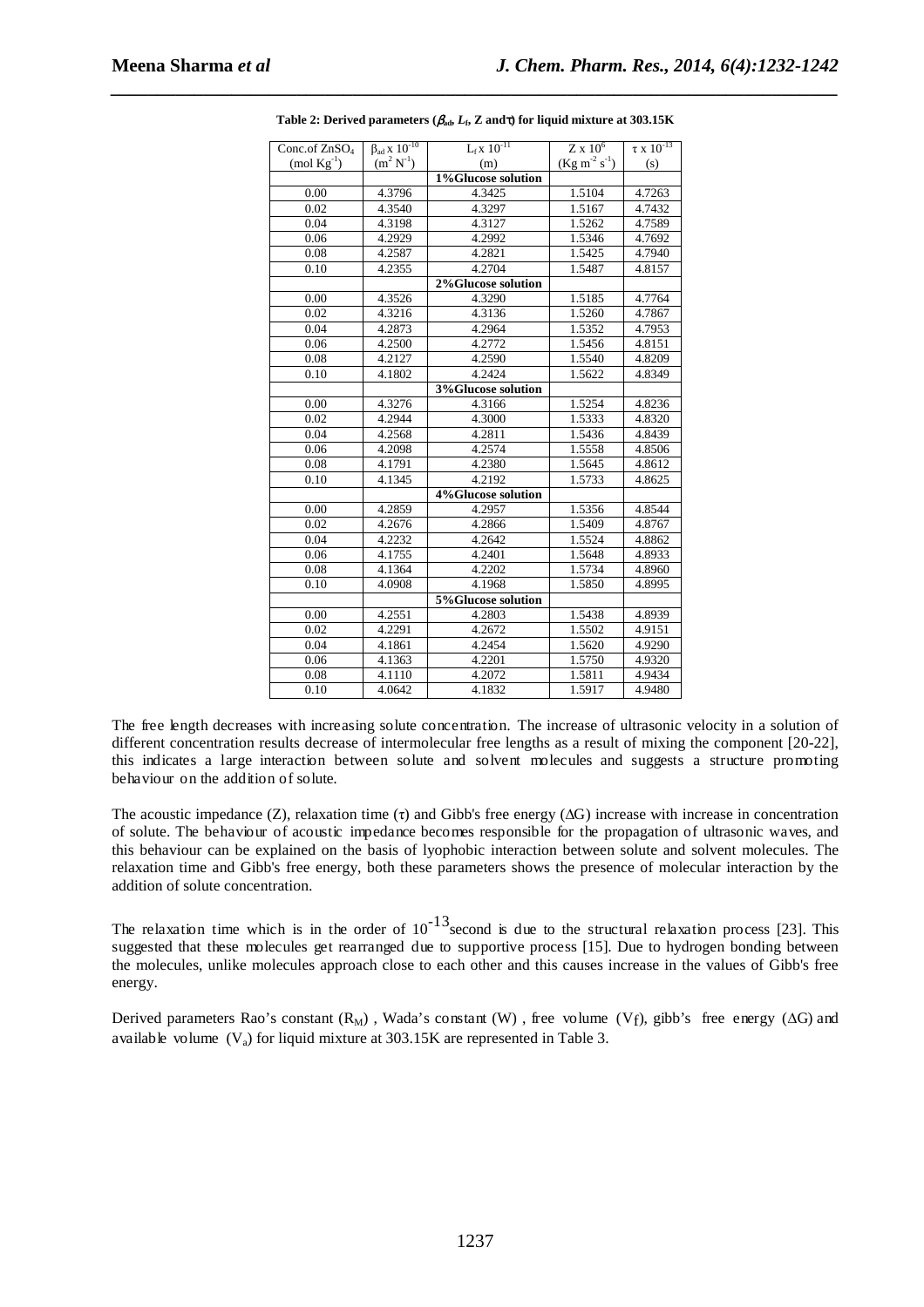**Table 2: Derived parameters ($\beta_{ad}$, $L_f$, Z and $\tau$) for liquid mixture at 303.15K**

| Conc.of $ZnSO_4$ ($mol\ Kg^{-1}$) | $\beta_{ad}$ x $10^{-10}$ ($m^2\ N^{-1}$) | $L_f$ x $10^{-11}$ (m) | Z x $10^6$ ($Kg\ m^{-2}\ s^{-1}$) | $\tau$ x $10^{-13}$ (s) |
|---|---|---|---|---|
| | | **1%Glucose solution** | | |
| 0.00 | 4.3796 | 4.3425 | 1.5104 | 4.7263 |
| 0.02 | 4.3540 | 4.3297 | 1.5167 | 4.7432 |
| 0.04 | 4.3198 | 4.3127 | 1.5262 | 4.7589 |
| 0.06 | 4.2929 | 4.2992 | 1.5346 | 4.7692 |
| 0.08 | 4.2587 | 4.2821 | 1.5425 | 4.7940 |
| 0.10 | 4.2355 | 4.2704 | 1.5487 | 4.8157 |
| | | **2%Glucose solution** | | |
| 0.00 | 4.3526 | 4.3290 | 1.5185 | 4.7764 |
| 0.02 | 4.3216 | 4.3136 | 1.5260 | 4.7867 |
| 0.04 | 4.2873 | 4.2964 | 1.5352 | 4.7953 |
| 0.06 | 4.2500 | 4.2772 | 1.5456 | 4.8151 |
| 0.08 | 4.2127 | 4.2590 | 1.5540 | 4.8209 |
| 0.10 | 4.1802 | 4.2424 | 1.5622 | 4.8349 |
| | | **3%Glucose solution** | | |
| 0.00 | 4.3276 | 4.3166 | 1.5254 | 4.8236 |
| 0.02 | 4.2944 | 4.3000 | 1.5333 | 4.8320 |
| 0.04 | 4.2568 | 4.2811 | 1.5436 | 4.8439 |
| 0.06 | 4.2098 | 4.2574 | 1.5558 | 4.8506 |
| 0.08 | 4.1791 | 4.2380 | 1.5645 | 4.8612 |
| 0.10 | 4.1345 | 4.2192 | 1.5733 | 4.8625 |
| | | **4%Glucose solution** | | |
| 0.00 | 4.2859 | 4.2957 | 1.5356 | 4.8544 |
| 0.02 | 4.2676 | 4.2866 | 1.5409 | 4.8767 |
| 0.04 | 4.2232 | 4.2642 | 1.5524 | 4.8862 |
| 0.06 | 4.1755 | 4.2401 | 1.5648 | 4.8933 |
| 0.08 | 4.1364 | 4.2202 | 1.5734 | 4.8960 |
| 0.10 | 4.0908 | 4.1968 | 1.5850 | 4.8995 |
| | | **5%Glucose solution** | | |
| 0.00 | 4.2551 | 4.2803 | 1.5438 | 4.8939 |
| 0.02 | 4.2291 | 4.2672 | 1.5502 | 4.9151 |
| 0.04 | 4.1861 | 4.2454 | 1.5620 | 4.9290 |
| 0.06 | 4.1363 | 4.2201 | 1.5750 | 4.9320 |
| 0.08 | 4.1110 | 4.2072 | 1.5811 | 4.9434 |
| 0.10 | 4.0642 | 4.1832 | 1.5917 | 4.9480 |

The free length decreases with increasing solute concentration. The increase of ultrasonic velocity in a solution of different concentration results decrease of intermolecular free lengths as a result of mixing the component [20-22], this indicates a large interaction between solute and solvent molecules and suggests a structure promoting behaviour on the addition of solute.

The acoustic impedance (Z), relaxation time ($\tau$) and Gibb's free energy ($\Delta G$) increase with increase in concentration of solute. The behaviour of acoustic impedance becomes responsible for the propagation of ultrasonic waves, and this behaviour can be explained on the basis of lyophobic interaction between solute and solvent molecules. The relaxation time and Gibb's free energy, both these parameters shows the presence of molecular interaction by the addition of solute concentration.

The relaxation time which is in the order of $10^{-13}$ second is due to the structural relaxation process [23]. This suggested that these molecules get rearranged due to supportive process [15]. Due to hydrogen bonding between the molecules, unlike molecules approach close to each other and this causes increase in the values of Gibb's free energy.

Derived parameters Rao's constant ($R_M$) , Wada's constant (W) , free volume ($V_f$), gibb's free energy ($\Delta G$) and available volume ($V_a$) for liquid mixture at 303.15K are represented in Table 3.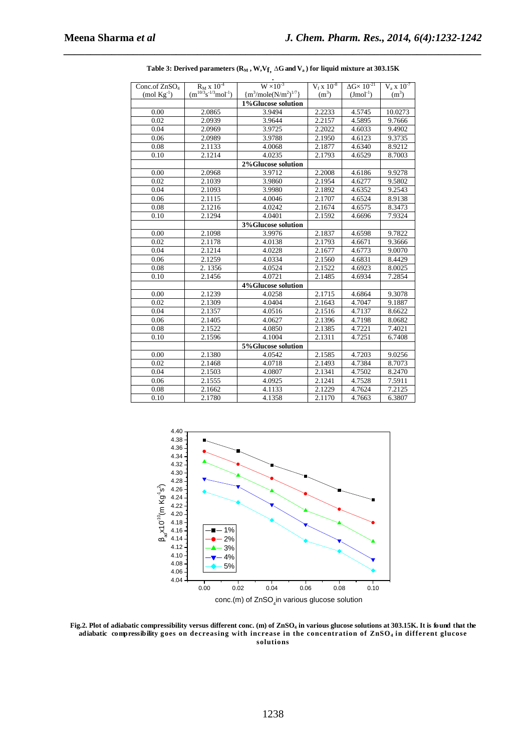**Table 3: Derived parameters ($R_M$ , W, $V_f$, ΔG and $V_a$ ) for liquid mixture at 303.15K**

| Conc.of $ZnSO_4$ (mol $Kg^{-1}$) | $R_M$ x $10^{-4}$ ($m^{10/3}s^{-1/3}mol^{-1}$) | W ×$10^{-3}$ {$m^3$/mole$(N/m^2)^{1/7}$} | $V_f$ x $10^{-8}$ ($m^3$) | ΔG× $10^{-21}$ ($Jmol^{-1}$) | $V_a$ x $10^{-7}$ ($m^3$) |
|---|---|---|---|---|---|
| | | **1%Glucose solution** | | | |
| 0.00 | 2.0865 | 3.9494 | 2.2233 | 4.5745 | 10.0273 |
| 0.02 | 2.0939 | 3.9644 | 2.2157 | 4.5895 | 9.7666 |
| 0.04 | 2.0969 | 3.9725 | 2.2022 | 4.6033 | 9.4902 |
| 0.06 | 2.0989 | 3.9788 | 2.1950 | 4.6123 | 9.3735 |
| 0.08 | 2.1133 | 4.0068 | 2.1877 | 4.6340 | 8.9212 |
| 0.10 | 2.1214 | 4.0235 | 2.1793 | 4.6529 | 8.7003 |
| | | **2%Glucose solution** | | | |
| 0.00 | 2.0968 | 3.9712 | 2.2008 | 4.6186 | 9.9278 |
| 0.02 | 2.1039 | 3.9860 | 2.1954 | 4.6277 | 9.5802 |
| 0.04 | 2.1093 | 3.9980 | 2.1892 | 4.6352 | 9.2543 |
| 0.06 | 2.1115 | 4.0046 | 2.1707 | 4.6524 | 8.9138 |
| 0.08 | 2.1216 | 4.0242 | 2.1674 | 4.6575 | 8.3473 |
| 0.10 | 2.1294 | 4.0401 | 2.1592 | 4.6696 | 7.9324 |
| | | **3%Glucose solution** | | | |
| 0.00 | 2.1098 | 3.9976 | 2.1837 | 4.6598 | 9.7822 |
| 0.02 | 2.1178 | 4.0138 | 2.1793 | 4.6671 | 9.3666 |
| 0.04 | 2.1214 | 4.0228 | 2.1677 | 4.6773 | 9.0070 |
| 0.06 | 2.1259 | 4.0334 | 2.1560 | 4.6831 | 8.4429 |
| 0.08 | 2. 1356 | 4.0524 | 2.1522 | 4.6923 | 8.0025 |
| 0.10 | 2.1456 | 4.0721 | 2.1485 | 4.6934 | 7.2854 |
| | | **4%Glucose solution** | | | |
| 0.00 | 2.1239 | 4.0258 | 2.1715 | 4.6864 | 9.3078 |
| 0.02 | 2.1309 | 4.0404 | 2.1643 | 4.7047 | 9.1887 |
| 0.04 | 2.1357 | 4.0516 | 2.1516 | 4.7137 | 8.6622 |
| 0.06 | 2.1405 | 4.0627 | 2.1396 | 4.7198 | 8.0682 |
| 0.08 | 2.1522 | 4.0850 | 2.1385 | 4.7221 | 7.4021 |
| 0.10 | 2.1596 | 4.1004 | 2.1311 | 4.7251 | 6.7408 |
| | | **5%Glucose solution** | | | |
| 0.00 | 2.1380 | 4.0542 | 2.1585 | 4.7203 | 9.0256 |
| 0.02 | 2.1468 | 4.0718 | 2.1493 | 4.7384 | 8.7073 |
| 0.04 | 2.1503 | 4.0807 | 2.1341 | 4.7502 | 8.2470 |
| 0.06 | 2.1555 | 4.0925 | 2.1241 | 4.7528 | 7.5911 |
| 0.08 | 2.1662 | 4.1133 | 2.1229 | 4.7624 | 7.2125 |
| 0.10 | 2.1780 | 4.1358 | 2.1170 | 4.7663 | 6.3807 |

**Fig.2. Plot of adiabatic compressibility versus different conc. (m) of $ZnSO_4$ in various glucose solutions at 303.15K. It is found that the adiabatic compressibility goes on decreasing with increase in the concentration of $ZnSO_4$ in different glucose solutions**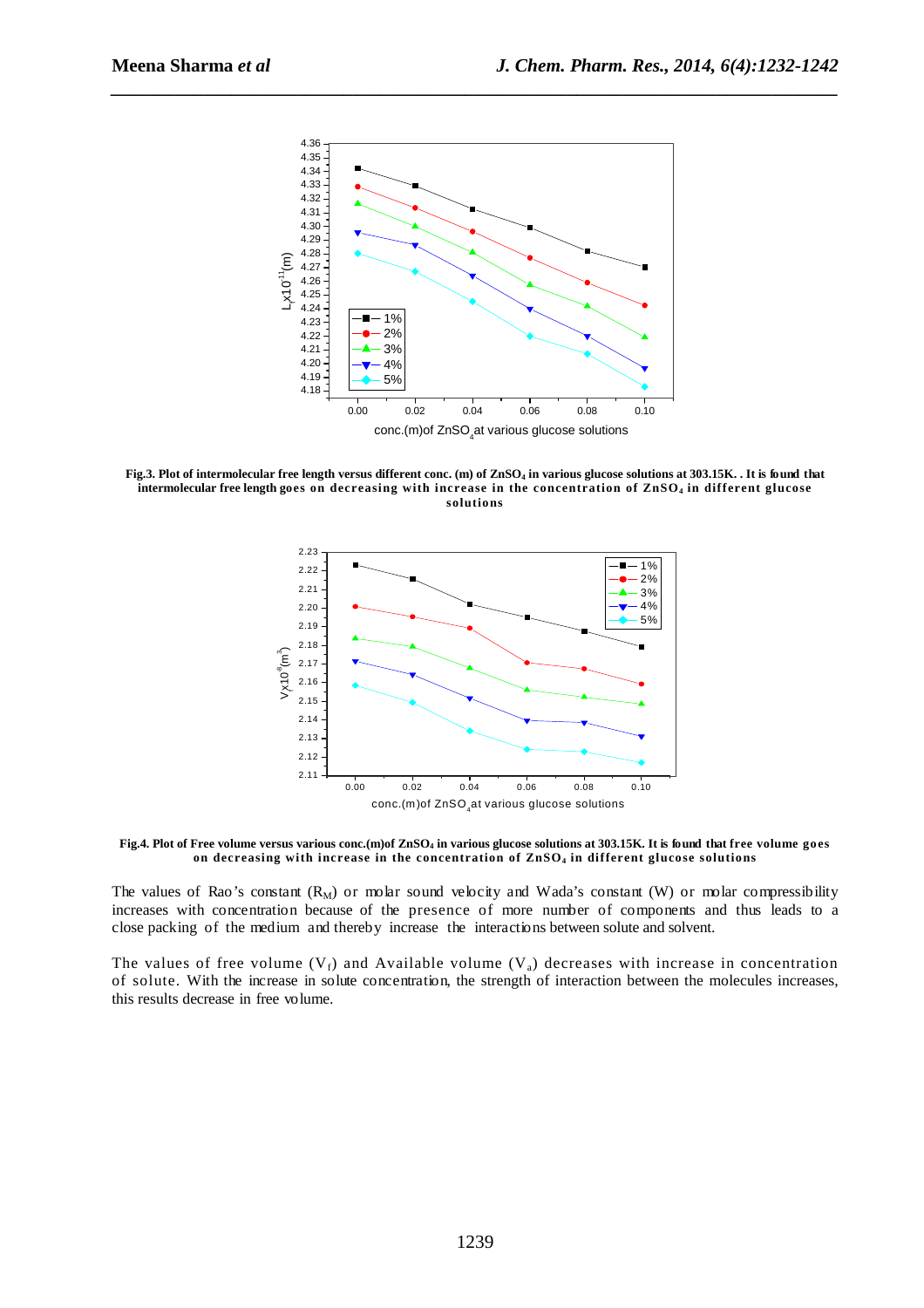**Fig.3. Plot of intermolecular free length versus different conc. (m) of $ZnSO_4$ in various glucose solutions at 303.15K. . It is found that intermolecular free length goes on decreasing with increase in the concentration of $ZnSO_4$ in different glucose solutions**

**Fig.4. Plot of Free volume versus various conc.(m)of $ZnSO_4$ in various glucose solutions at 303.15K. It is found that free volume goes on decreasing with increase in the concentration of $ZnSO_4$ in different glucose solutions**

The values of Rao's constant ($R_M$) or molar sound velocity and Wada's constant (W) or molar compressibility increases with concentration because of the presence of more number of components and thus leads to a close packing of the medium and thereby increase the interactions between solute and solvent.

The values of free volume ($V_f$) and Available volume ($V_a$) decreases with increase in concentration of solute. With the increase in solute concentration, the strength of interaction between the molecules increases, this results decrease in free volume.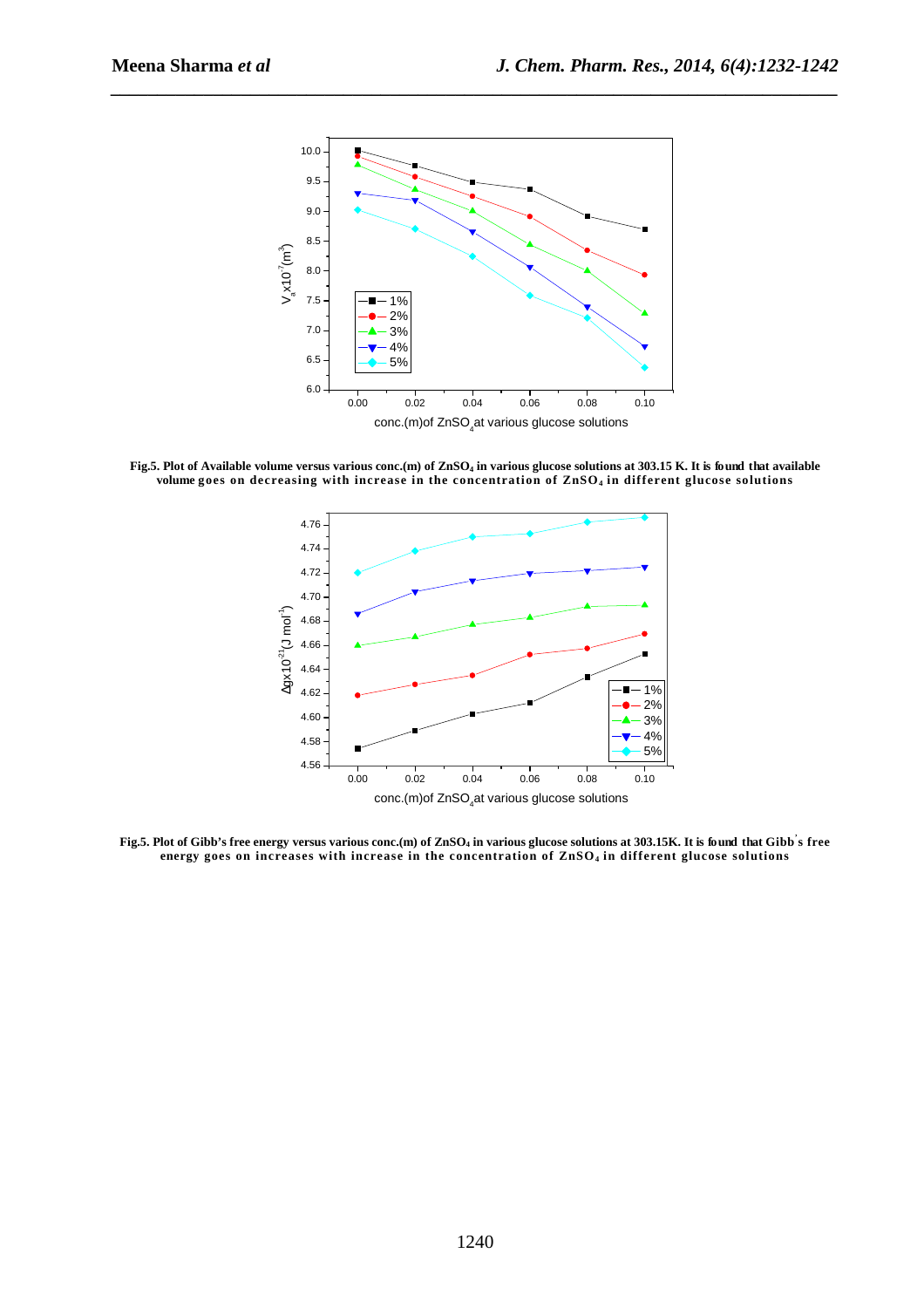**Fig.5. Plot of Available volume versus various conc.(m) of $ZnSO_4$ in various glucose solutions at 303.15 K. It is found that available volume goes on decreasing with increase in the concentration of $ZnSO_4$ in different glucose solutions**

**Fig.5. Plot of Gibb's free energy versus various conc.(m) of $ZnSO_4$ in various glucose solutions at 303.15K. It is found that Gibb's free energy goes on increases with increase in the concentration of $ZnSO_4$ in different glucose solutions**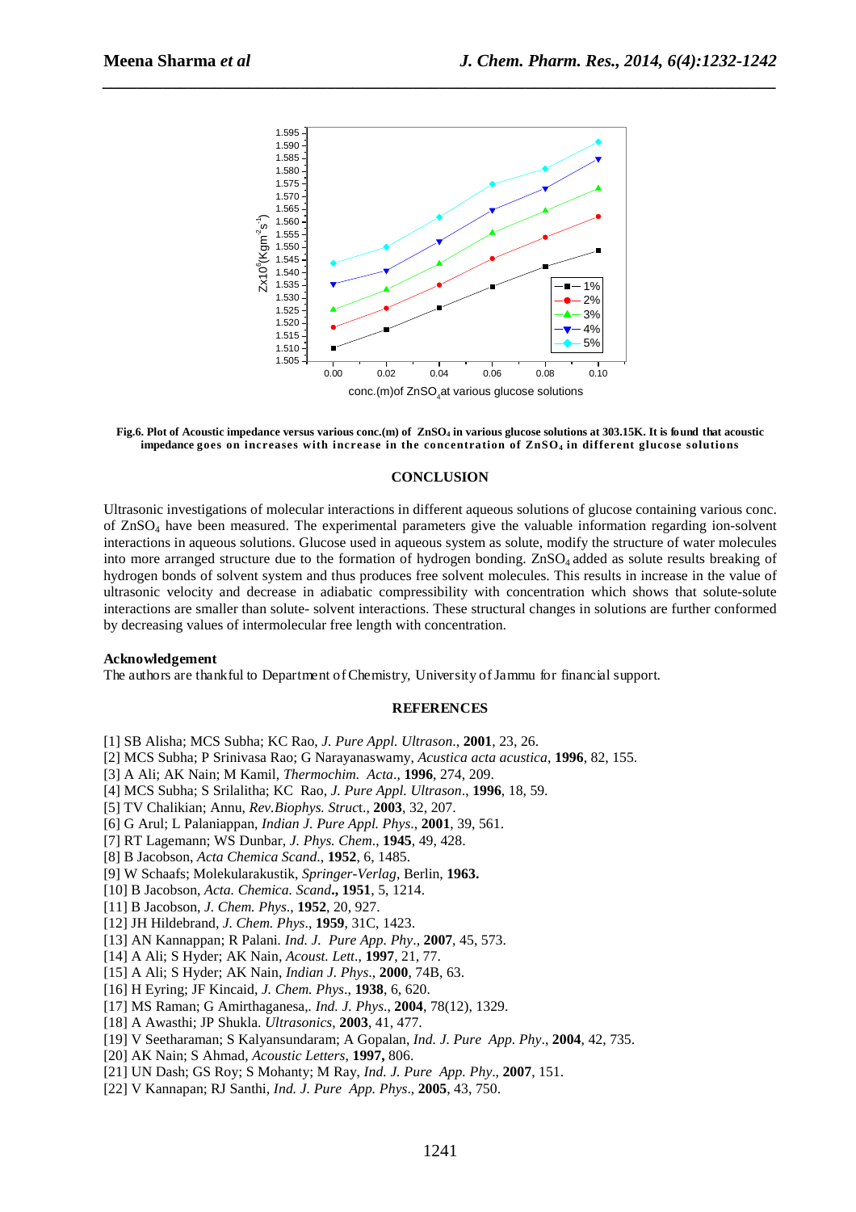Fig.6. Plot of Acoustic impedance versus various conc.(m) of $ZnSO_4$ in various glucose solutions at 303.15K. It is found that acoustic impedance goes on increases with increase in the concentration of $ZnSO_4$ in different glucose solutions

## CONCLUSION

Ultrasonic investigations of molecular interactions in different aqueous solutions of glucose containing various conc. of $ZnSO_4$ have been measured. The experimental parameters give the valuable information regarding ion-solvent interactions in aqueous solutions. Glucose used in aqueous system as solute, modify the structure of water molecules into more arranged structure due to the formation of hydrogen bonding. $ZnSO_4$ added as solute results breaking of hydrogen bonds of solvent system and thus produces free solvent molecules. This results in increase in the value of ultrasonic velocity and decrease in adiabatic compressibility with concentration which shows that solute-solute interactions are smaller than solute- solvent interactions. These structural changes in solutions are further conformed by decreasing values of intermolecular free length with concentration.

### Acknowledgement

The authors are thankful to Department of Chemistry, University of Jammu for financial support.

## REFERENCES

[1] SB Alisha; MCS Subha; KC Rao, *J. Pure Appl. Ultrason.*, **2001**, 23, 26.
[2] MCS Subha; P Srinivasa Rao; G Narayanaswamy, *Acustica acta acustica*, **1996**, 82, 155.
[3] A Ali; AK Nain; M Kamil, *Thermochim. Acta*., **1996**, 274, 209.
[4] MCS Subha; S Srilalitha; KC Rao, *J. Pure Appl. Ultrason*., **1996**, 18, 59.
[5] TV Chalikian; Annu, *Rev.Biophys. Struct*., **2003**, 32, 207.
[6] G Arul; L Palaniappan, *Indian J. Pure Appl. Phys*., **2001**, 39, 561.
[7] RT Lagemann; WS Dunbar, *J. Phys. Chem*., **1945**, 49, 428.
[8] B Jacobson, *Acta Chemica Scand*., **1952**, 6, 1485.
[9] W Schaafs; Molekularakustik, *Springer-Verlag*, Berlin, **1963.**
[10] B Jacobson, *Acta. Chemica. Scand***., 1951**, 5, 1214.
[11] B Jacobson, *J. Chem. Phys*., **1952**, 20, 927.
[12] JH Hildebrand, *J. Chem. Phys*., **1959**, 31C, 1423.
[13] AN Kannappan; R Palani. *Ind. J. Pure App. Phy*., **2007**, 45, 573.
[14] A Ali; S Hyder; AK Nain, *Acoust. Lett*., **1997**, 21, 77.
[15] A Ali; S Hyder; AK Nain, *Indian J. Phys*., **2000**, 74B, 63.
[16] H Eyring; JF Kincaid, *J. Chem. Phys*., **1938**, 6, 620.
[17] MS Raman; G Amirthaganesa,. *Ind. J. Phys*., **2004**, 78(12), 1329.
[18] A Awasthi; JP Shukla. *Ultrasonics*, **2003**, 41, 477.
[19] V Seetharaman; S Kalyansundaram; A Gopalan, *Ind. J. Pure App. Phy*., **2004**, 42, 735.
[20] AK Nain; S Ahmad, *Acoustic Letters*, **1997,** 806.
[21] UN Dash; GS Roy; S Mohanty; M Ray, *Ind. J. Pure App. Phy*., **2007**, 151.
[22] V Kannapan; RJ Santhi, *Ind. J. Pure App. Phys*., **2005**, 43, 750.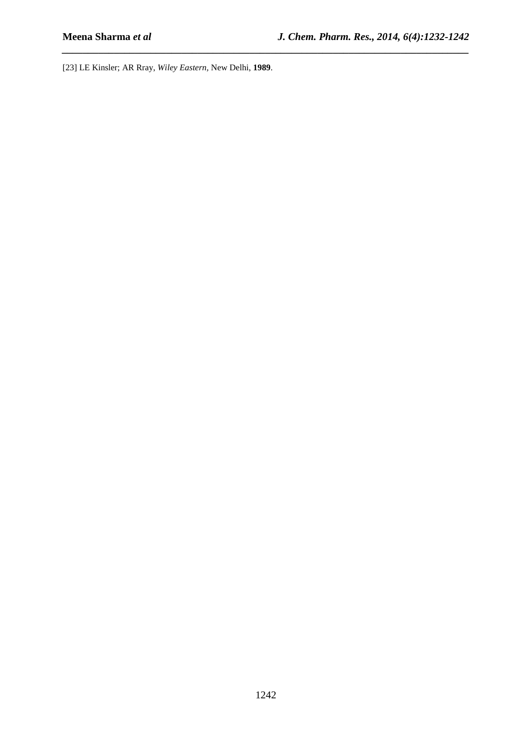[23] LE Kinsler; AR Rray, *Wiley Eastern,* New Delhi, **1989**.